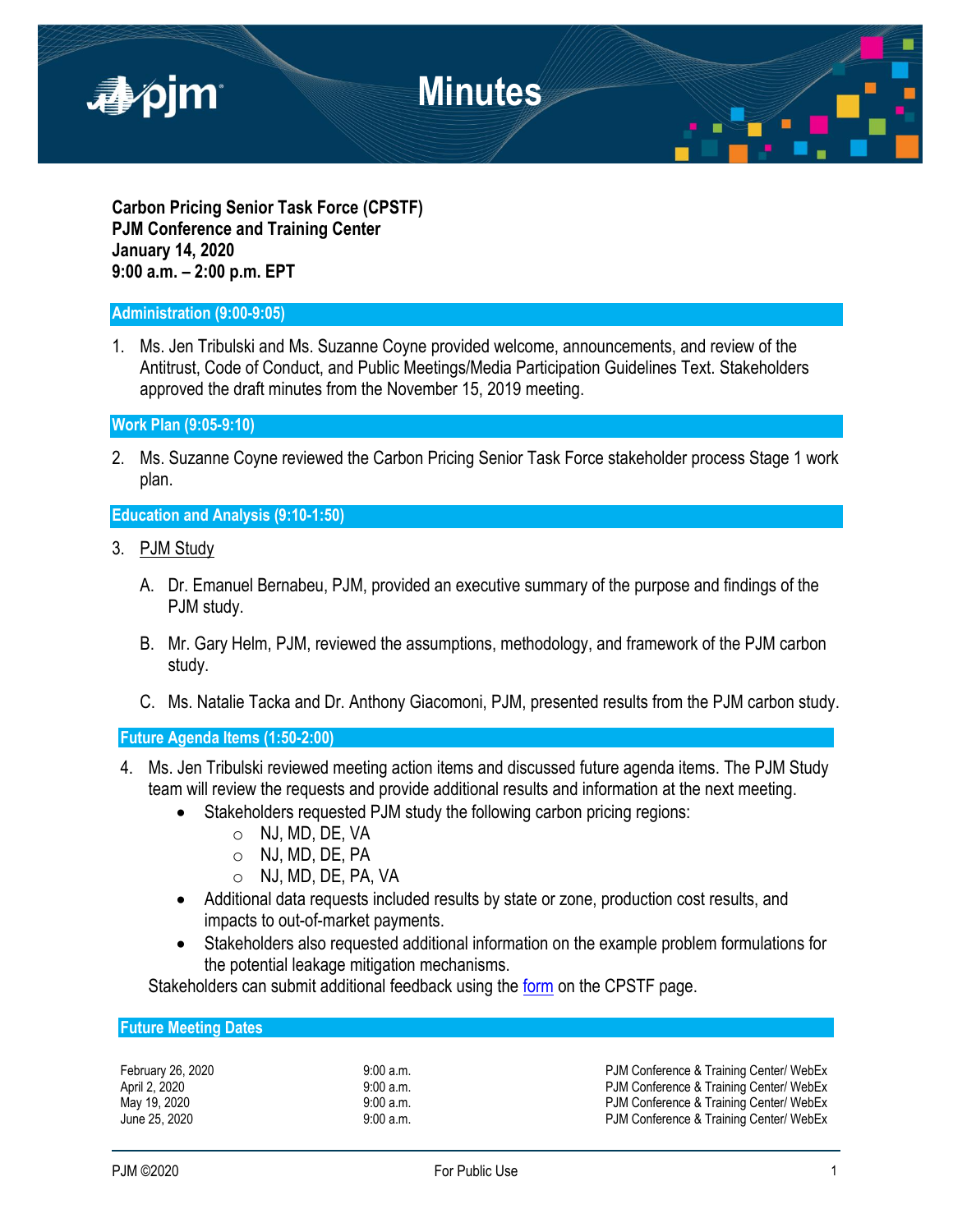# Minutes

**Carbon Pricing Senior Task Force (CPSTF)**
**PJM Conference and Training Center**
**January 14, 2020**
**9:00 a.m. – 2:00 p.m. EPT**

## Administration (9:00-9:05)

1. Ms. Jen Tribulski and Ms. Suzanne Coyne provided welcome, announcements, and review of the Antitrust, Code of Conduct, and Public Meetings/Media Participation Guidelines Text. Stakeholders approved the draft minutes from the November 15, 2019 meeting.

## Work Plan (9:05-9:10)

2. Ms. Suzanne Coyne reviewed the Carbon Pricing Senior Task Force stakeholder process Stage 1 work plan.

## Education and Analysis (9:10-1:50)

3. PJM Study

   A. Dr. Emanuel Bernabeu, PJM, provided an executive summary of the purpose and findings of the PJM study.

   B. Mr. Gary Helm, PJM, reviewed the assumptions, methodology, and framework of the PJM carbon study.

   C. Ms. Natalie Tacka and Dr. Anthony Giacomoni, PJM, presented results from the PJM carbon study.

## Future Agenda Items (1:50-2:00)

4. Ms. Jen Tribulski reviewed meeting action items and discussed future agenda items. The PJM Study team will review the requests and provide additional results and information at the next meeting.
   - Stakeholders requested PJM study the following carbon pricing regions:
     - NJ, MD, DE, VA
     - NJ, MD, DE, PA
     - NJ, MD, DE, PA, VA
   - Additional data requests included results by state or zone, production cost results, and impacts to out-of-market payments.
   - Stakeholders also requested additional information on the example problem formulations for the potential leakage mitigation mechanisms.

   Stakeholders can submit additional feedback using the form on the CPSTF page.

## Future Meeting Dates

| | | |
|---|---|---|
| February 26, 2020 | 9:00 a.m. | PJM Conference & Training Center/ WebEx |
| April 2, 2020 | 9:00 a.m. | PJM Conference & Training Center/ WebEx |
| May 19, 2020 | 9:00 a.m. | PJM Conference & Training Center/ WebEx |
| June 25, 2020 | 9:00 a.m. | PJM Conference & Training Center/ WebEx |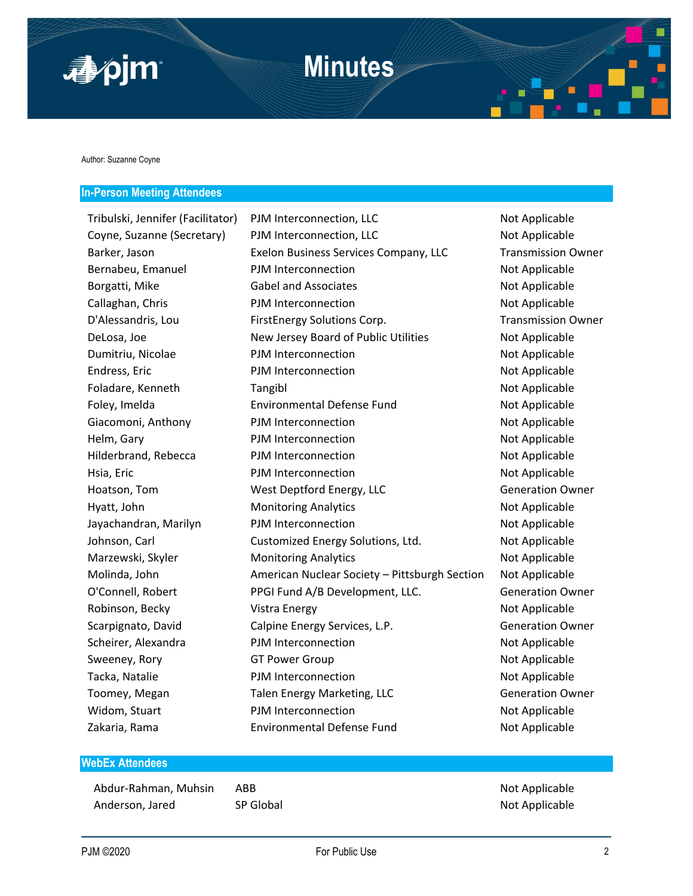# Minutes

Author: Suzanne Coyne

## In-Person Meeting Attendees

| | | |
|---|---|---|
| Tribulski, Jennifer (Facilitator) | PJM Interconnection, LLC | Not Applicable |
| Coyne, Suzanne (Secretary) | PJM Interconnection, LLC | Not Applicable |
| Barker, Jason | Exelon Business Services Company, LLC | Transmission Owner |
| Bernabeu, Emanuel | PJM Interconnection | Not Applicable |
| Borgatti, Mike | Gabel and Associates | Not Applicable |
| Callaghan, Chris | PJM Interconnection | Not Applicable |
| D'Alessandris, Lou | FirstEnergy Solutions Corp. | Transmission Owner |
| DeLosa, Joe | New Jersey Board of Public Utilities | Not Applicable |
| Dumitriu, Nicolae | PJM Interconnection | Not Applicable |
| Endress, Eric | PJM Interconnection | Not Applicable |
| Foladare, Kenneth | Tangibl | Not Applicable |
| Foley, Imelda | Environmental Defense Fund | Not Applicable |
| Giacomoni, Anthony | PJM Interconnection | Not Applicable |
| Helm, Gary | PJM Interconnection | Not Applicable |
| Hilderbrand, Rebecca | PJM Interconnection | Not Applicable |
| Hsia, Eric | PJM Interconnection | Not Applicable |
| Hoatson, Tom | West Deptford Energy, LLC | Generation Owner |
| Hyatt, John | Monitoring Analytics | Not Applicable |
| Jayachandran, Marilyn | PJM Interconnection | Not Applicable |
| Johnson, Carl | Customized Energy Solutions, Ltd. | Not Applicable |
| Marzewski, Skyler | Monitoring Analytics | Not Applicable |
| Molinda, John | American Nuclear Society – Pittsburgh Section | Not Applicable |
| O'Connell, Robert | PPGI Fund A/B Development, LLC. | Generation Owner |
| Robinson, Becky | Vistra Energy | Not Applicable |
| Scarpignato, David | Calpine Energy Services, L.P. | Generation Owner |
| Scheirer, Alexandra | PJM Interconnection | Not Applicable |
| Sweeney, Rory | GT Power Group | Not Applicable |
| Tacka, Natalie | PJM Interconnection | Not Applicable |
| Toomey, Megan | Talen Energy Marketing, LLC | Generation Owner |
| Widom, Stuart | PJM Interconnection | Not Applicable |
| Zakaria, Rama | Environmental Defense Fund | Not Applicable |

## WebEx Attendees

| | | |
|---|---|---|
| Abdur-Rahman, Muhsin | ABB | Not Applicable |
| Anderson, Jared | SP Global | Not Applicable |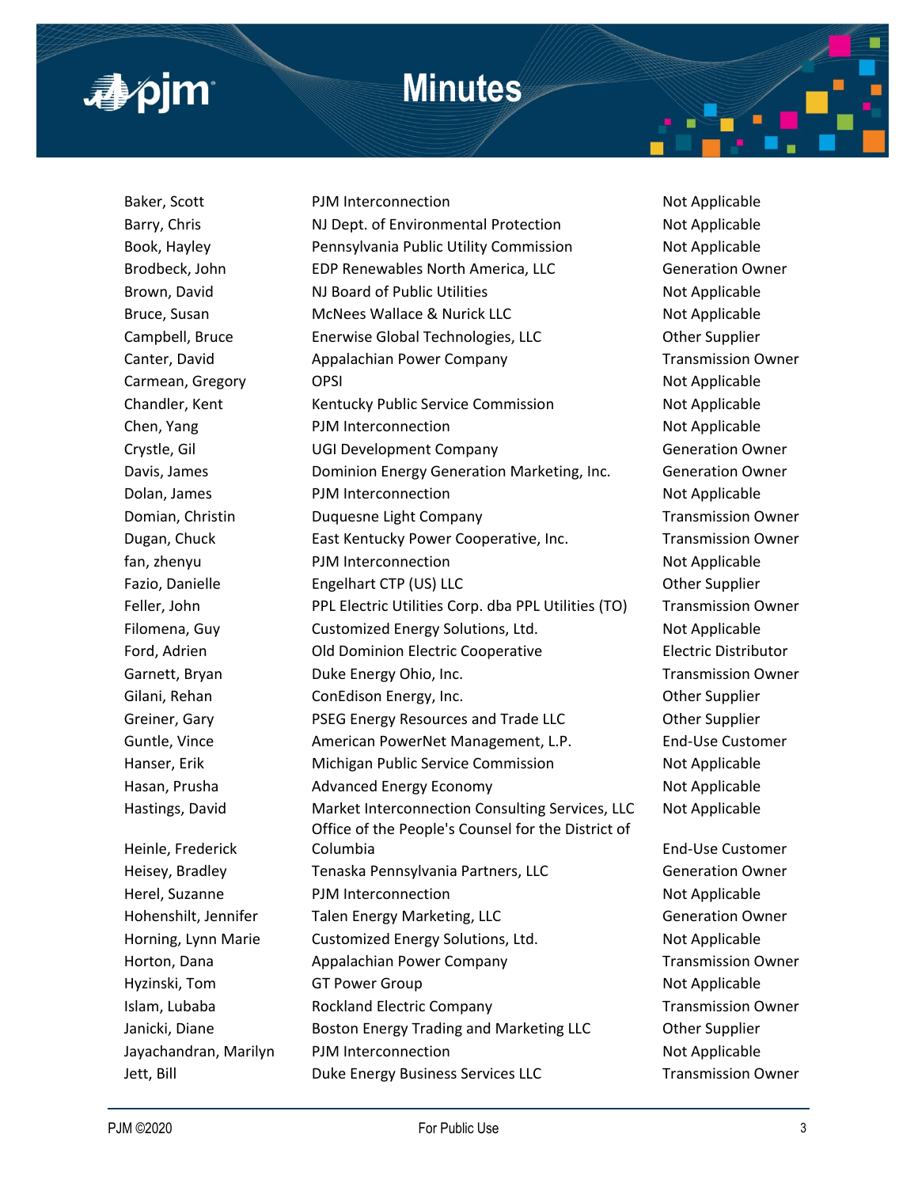| | | |
|---|---|---|
| Baker, Scott | PJM Interconnection | Not Applicable |
| Barry, Chris | NJ Dept. of Environmental Protection | Not Applicable |
| Book, Hayley | Pennsylvania Public Utility Commission | Not Applicable |
| Brodbeck, John | EDP Renewables North America, LLC | Generation Owner |
| Brown, David | NJ Board of Public Utilities | Not Applicable |
| Bruce, Susan | McNees Wallace & Nurick LLC | Not Applicable |
| Campbell, Bruce | Enerwise Global Technologies, LLC | Other Supplier |
| Canter, David | Appalachian Power Company | Transmission Owner |
| Carmean, Gregory | OPSI | Not Applicable |
| Chandler, Kent | Kentucky Public Service Commission | Not Applicable |
| Chen, Yang | PJM Interconnection | Not Applicable |
| Crystle, Gil | UGI Development Company | Generation Owner |
| Davis, James | Dominion Energy Generation Marketing, Inc. | Generation Owner |
| Dolan, James | PJM Interconnection | Not Applicable |
| Domian, Christin | Duquesne Light Company | Transmission Owner |
| Dugan, Chuck | East Kentucky Power Cooperative, Inc. | Transmission Owner |
| fan, zhenyu | PJM Interconnection | Not Applicable |
| Fazio, Danielle | Engelhart CTP (US) LLC | Other Supplier |
| Feller, John | PPL Electric Utilities Corp. dba PPL Utilities (TO) | Transmission Owner |
| Filomena, Guy | Customized Energy Solutions, Ltd. | Not Applicable |
| Ford, Adrien | Old Dominion Electric Cooperative | Electric Distributor |
| Garnett, Bryan | Duke Energy Ohio, Inc. | Transmission Owner |
| Gilani, Rehan | ConEdison Energy, Inc. | Other Supplier |
| Greiner, Gary | PSEG Energy Resources and Trade LLC | Other Supplier |
| Guntle, Vince | American PowerNet Management, L.P. | End-Use Customer |
| Hanser, Erik | Michigan Public Service Commission | Not Applicable |
| Hasan, Prusha | Advanced Energy Economy | Not Applicable |
| Hastings, David | Market Interconnection Consulting Services, LLC | Not Applicable |
| Heinle, Frederick | Office of the People's Counsel for the District of Columbia | End-Use Customer |
| Heisey, Bradley | Tenaska Pennsylvania Partners, LLC | Generation Owner |
| Herel, Suzanne | PJM Interconnection | Not Applicable |
| Hohenshilt, Jennifer | Talen Energy Marketing, LLC | Generation Owner |
| Horning, Lynn Marie | Customized Energy Solutions, Ltd. | Not Applicable |
| Horton, Dana | Appalachian Power Company | Transmission Owner |
| Hyzinski, Tom | GT Power Group | Not Applicable |
| Islam, Lubaba | Rockland Electric Company | Transmission Owner |
| Janicki, Diane | Boston Energy Trading and Marketing LLC | Other Supplier |
| Jayachandran, Marilyn | PJM Interconnection | Not Applicable |
| Jett, Bill | Duke Energy Business Services LLC | Transmission Owner |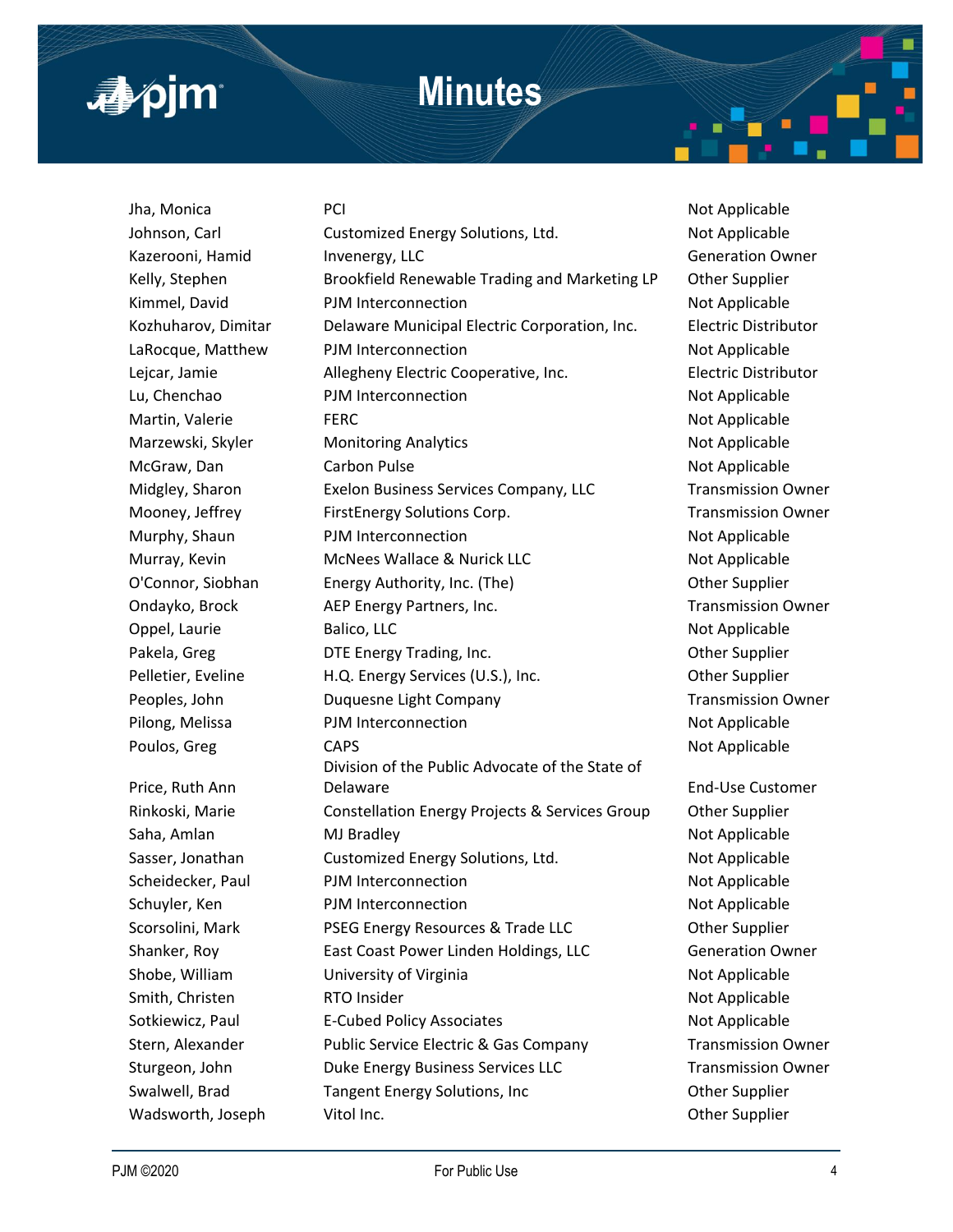| | | |
|---|---|---|
| Jha, Monica | PCI | Not Applicable |
| Johnson, Carl | Customized Energy Solutions, Ltd. | Not Applicable |
| Kazerooni, Hamid | Invenergy, LLC | Generation Owner |
| Kelly, Stephen | Brookfield Renewable Trading and Marketing LP | Other Supplier |
| Kimmel, David | PJM Interconnection | Not Applicable |
| Kozhuharov, Dimitar | Delaware Municipal Electric Corporation, Inc. | Electric Distributor |
| LaRocque, Matthew | PJM Interconnection | Not Applicable |
| Lejcar, Jamie | Allegheny Electric Cooperative, Inc. | Electric Distributor |
| Lu, Chenchao | PJM Interconnection | Not Applicable |
| Martin, Valerie | FERC | Not Applicable |
| Marzewski, Skyler | Monitoring Analytics | Not Applicable |
| McGraw, Dan | Carbon Pulse | Not Applicable |
| Midgley, Sharon | Exelon Business Services Company, LLC | Transmission Owner |
| Mooney, Jeffrey | FirstEnergy Solutions Corp. | Transmission Owner |
| Murphy, Shaun | PJM Interconnection | Not Applicable |
| Murray, Kevin | McNees Wallace & Nurick LLC | Not Applicable |
| O'Connor, Siobhan | Energy Authority, Inc. (The) | Other Supplier |
| Ondayko, Brock | AEP Energy Partners, Inc. | Transmission Owner |
| Oppel, Laurie | Balico, LLC | Not Applicable |
| Pakela, Greg | DTE Energy Trading, Inc. | Other Supplier |
| Pelletier, Eveline | H.Q. Energy Services (U.S.), Inc. | Other Supplier |
| Peoples, John | Duquesne Light Company | Transmission Owner |
| Pilong, Melissa | PJM Interconnection | Not Applicable |
| Poulos, Greg | CAPS | Not Applicable |
| Price, Ruth Ann | Division of the Public Advocate of the State of Delaware | End-Use Customer |
| Rinkoski, Marie | Constellation Energy Projects & Services Group | Other Supplier |
| Saha, Amlan | MJ Bradley | Not Applicable |
| Sasser, Jonathan | Customized Energy Solutions, Ltd. | Not Applicable |
| Scheidecker, Paul | PJM Interconnection | Not Applicable |
| Schuyler, Ken | PJM Interconnection | Not Applicable |
| Scorsolini, Mark | PSEG Energy Resources & Trade LLC | Other Supplier |
| Shanker, Roy | East Coast Power Linden Holdings, LLC | Generation Owner |
| Shobe, William | University of Virginia | Not Applicable |
| Smith, Christen | RTO Insider | Not Applicable |
| Sotkiewicz, Paul | E-Cubed Policy Associates | Not Applicable |
| Stern, Alexander | Public Service Electric & Gas Company | Transmission Owner |
| Sturgeon, John | Duke Energy Business Services LLC | Transmission Owner |
| Swalwell, Brad | Tangent Energy Solutions, Inc | Other Supplier |
| Wadsworth, Joseph | Vitol Inc. | Other Supplier |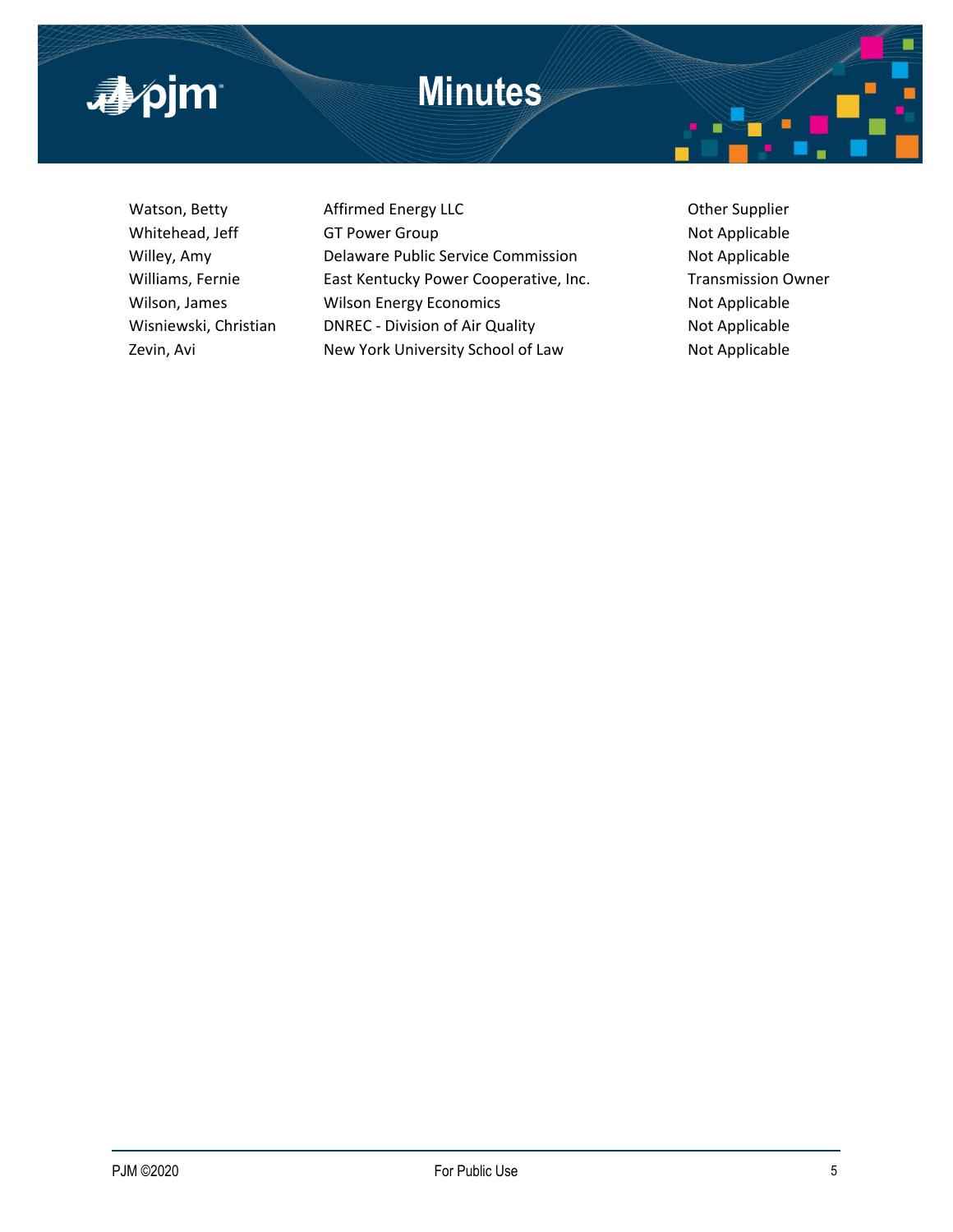| | | |
|---|---|---|
| Watson, Betty | Affirmed Energy LLC | Other Supplier |
| Whitehead, Jeff | GT Power Group | Not Applicable |
| Willey, Amy | Delaware Public Service Commission | Not Applicable |
| Williams, Fernie | East Kentucky Power Cooperative, Inc. | Transmission Owner |
| Wilson, James | Wilson Energy Economics | Not Applicable |
| Wisniewski, Christian | DNREC - Division of Air Quality | Not Applicable |
| Zevin, Avi | New York University School of Law | Not Applicable |